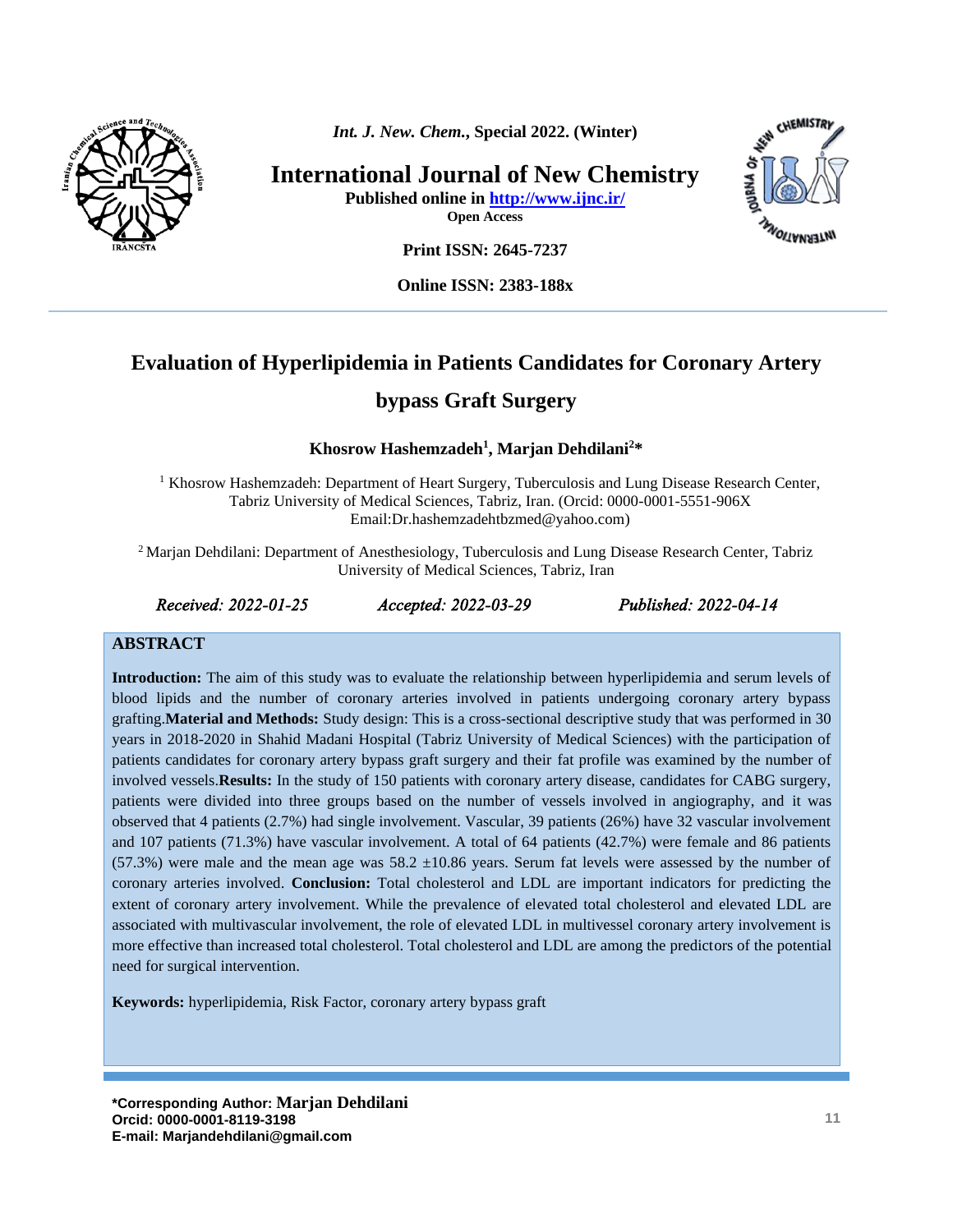*Int. J. New. Chem.*, **Special 2022. (Winter)**

# International Journal of New Chemistry

**Published online in http://www.ijnc.ir/**

**Open Access**

**Print ISSN: 2645-7237**

**Online ISSN: 2383-188x**

# Evaluation of Hyperlipidemia in Patients Candidates for Coronary Artery bypass Graft Surgery

**Khosrow Hashemzadeh[1], Marjan Dehdilani[2]***

[1] Khosrow Hashemzadeh: Department of Heart Surgery, Tuberculosis and Lung Disease Research Center, Tabriz University of Medical Sciences, Tabriz, Iran. (Orcid: 0000-0001-5551-906X Email:Dr.hashemzadehtbzmed@yahoo.com)

[2] Marjan Dehdilani: Department of Anesthesiology, Tuberculosis and Lung Disease Research Center, Tabriz University of Medical Sciences, Tabriz, Iran

*Received: 2022-01-25* *Accepted: 2022-03-29* *Published: 2022-04-14*

## ABSTRACT

**Introduction:** The aim of this study was to evaluate the relationship between hyperlipidemia and serum levels of blood lipids and the number of coronary arteries involved in patients undergoing coronary artery bypass grafting.**Material and Methods:** Study design: This is a cross-sectional descriptive study that was performed in 30 years in 2018-2020 in Shahid Madani Hospital (Tabriz University of Medical Sciences) with the participation of patients candidates for coronary artery bypass graft surgery and their fat profile was examined by the number of involved vessels.**Results:** In the study of 150 patients with coronary artery disease, candidates for CABG surgery, patients were divided into three groups based on the number of vessels involved in angiography, and it was observed that 4 patients (2.7%) had single involvement. Vascular, 39 patients (26%) have 32 vascular involvement and 107 patients (71.3%) have vascular involvement. A total of 64 patients (42.7%) were female and 86 patients (57.3%) were male and the mean age was 58.2 ±10.86 years. Serum fat levels were assessed by the number of coronary arteries involved. **Conclusion:** Total cholesterol and LDL are important indicators for predicting the extent of coronary artery involvement. While the prevalence of elevated total cholesterol and elevated LDL are associated with multivascular involvement, the role of elevated LDL in multivessel coronary artery involvement is more effective than increased total cholesterol. Total cholesterol and LDL are among the predictors of the potential need for surgical intervention.

**Keywords:** hyperlipidemia, Risk Factor, coronary artery bypass graft

**\*Corresponding Author: Marjan Dehdilani**
**Orcid: 0000-0001-8119-3198**
**E-mail: Marjandehdilani@gmail.com**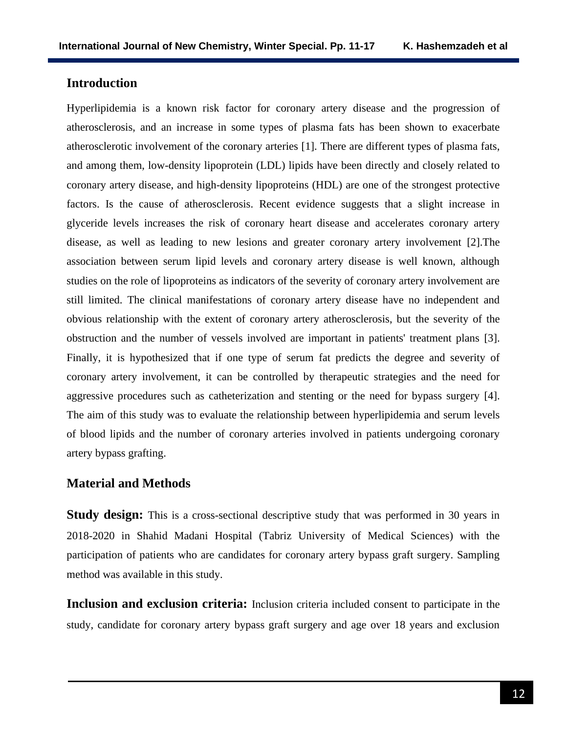## Introduction

Hyperlipidemia is a known risk factor for coronary artery disease and the progression of atherosclerosis, and an increase in some types of plasma fats has been shown to exacerbate atherosclerotic involvement of the coronary arteries [1]. There are different types of plasma fats, and among them, low-density lipoprotein (LDL) lipids have been directly and closely related to coronary artery disease, and high-density lipoproteins (HDL) are one of the strongest protective factors. Is the cause of atherosclerosis. Recent evidence suggests that a slight increase in glyceride levels increases the risk of coronary heart disease and accelerates coronary artery disease, as well as leading to new lesions and greater coronary artery involvement [2].The association between serum lipid levels and coronary artery disease is well known, although studies on the role of lipoproteins as indicators of the severity of coronary artery involvement are still limited. The clinical manifestations of coronary artery disease have no independent and obvious relationship with the extent of coronary artery atherosclerosis, but the severity of the obstruction and the number of vessels involved are important in patients' treatment plans [3]. Finally, it is hypothesized that if one type of serum fat predicts the degree and severity of coronary artery involvement, it can be controlled by therapeutic strategies and the need for aggressive procedures such as catheterization and stenting or the need for bypass surgery [4]. The aim of this study was to evaluate the relationship between hyperlipidemia and serum levels of blood lipids and the number of coronary arteries involved in patients undergoing coronary artery bypass grafting.

## Material and Methods

**Study design:** This is a cross-sectional descriptive study that was performed in 30 years in 2018-2020 in Shahid Madani Hospital (Tabriz University of Medical Sciences) with the participation of patients who are candidates for coronary artery bypass graft surgery. Sampling method was available in this study.

**Inclusion and exclusion criteria:** Inclusion criteria included consent to participate in the study, candidate for coronary artery bypass graft surgery and age over 18 years and exclusion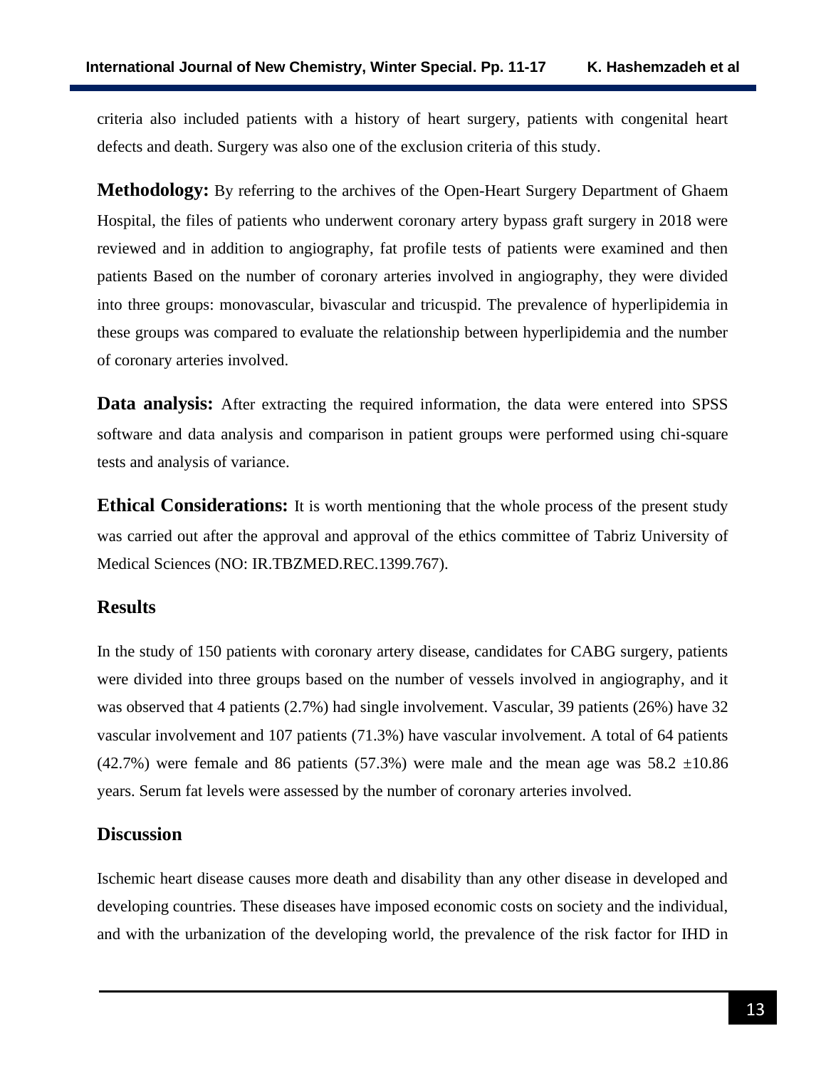criteria also included patients with a history of heart surgery, patients with congenital heart defects and death. Surgery was also one of the exclusion criteria of this study.

**Methodology:** By referring to the archives of the Open-Heart Surgery Department of Ghaem Hospital, the files of patients who underwent coronary artery bypass graft surgery in 2018 were reviewed and in addition to angiography, fat profile tests of patients were examined and then patients Based on the number of coronary arteries involved in angiography, they were divided into three groups: monovascular, bivascular and tricuspid. The prevalence of hyperlipidemia in these groups was compared to evaluate the relationship between hyperlipidemia and the number of coronary arteries involved.

**Data analysis:** After extracting the required information, the data were entered into SPSS software and data analysis and comparison in patient groups were performed using chi-square tests and analysis of variance.

**Ethical Considerations:** It is worth mentioning that the whole process of the present study was carried out after the approval and approval of the ethics committee of Tabriz University of Medical Sciences (NO: IR.TBZMED.REC.1399.767).

## Results

In the study of 150 patients with coronary artery disease, candidates for CABG surgery, patients were divided into three groups based on the number of vessels involved in angiography, and it was observed that 4 patients (2.7%) had single involvement. Vascular, 39 patients (26%) have 32 vascular involvement and 107 patients (71.3%) have vascular involvement. A total of 64 patients (42.7%) were female and 86 patients (57.3%) were male and the mean age was 58.2 ±10.86 years. Serum fat levels were assessed by the number of coronary arteries involved.

## Discussion

Ischemic heart disease causes more death and disability than any other disease in developed and developing countries. These diseases have imposed economic costs on society and the individual, and with the urbanization of the developing world, the prevalence of the risk factor for IHD in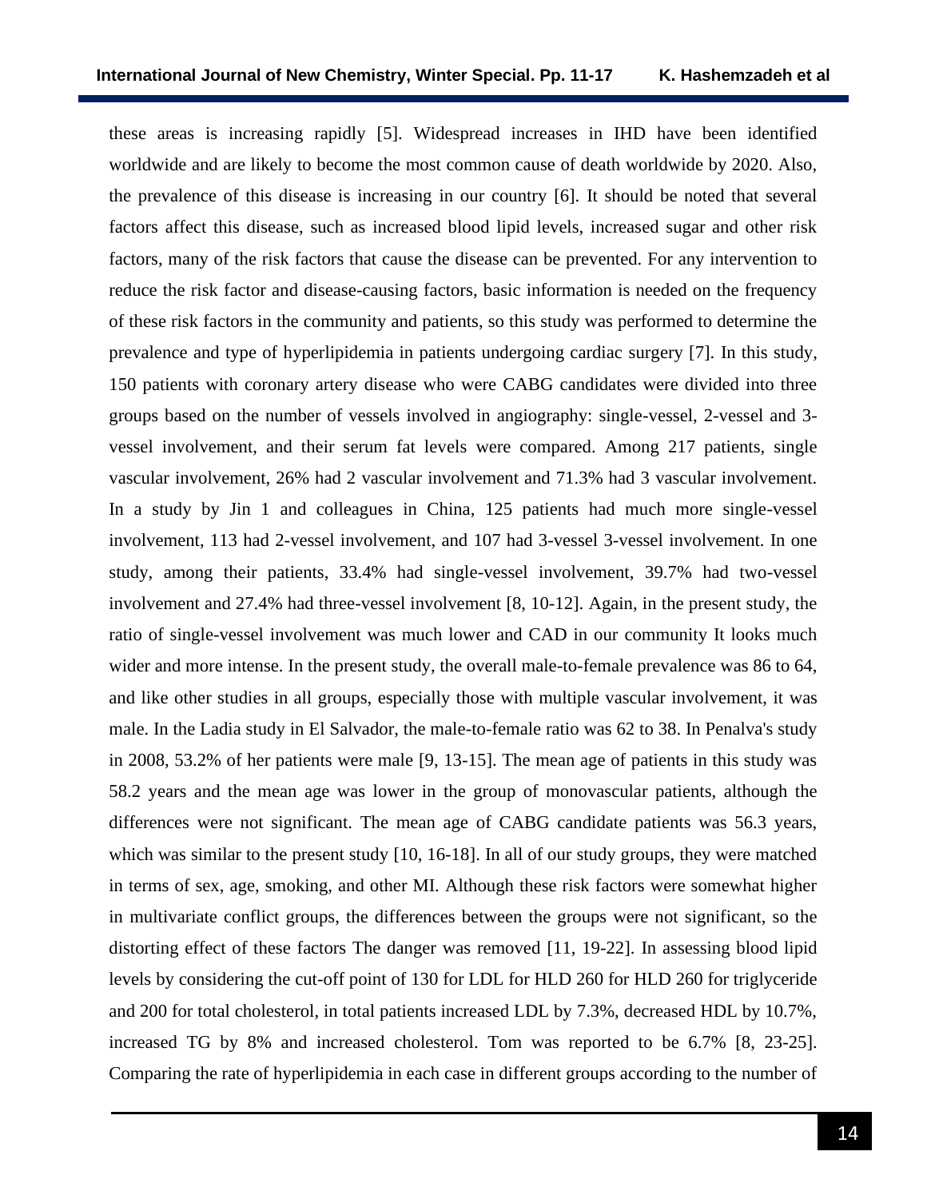these areas is increasing rapidly [5]. Widespread increases in IHD have been identified worldwide and are likely to become the most common cause of death worldwide by 2020. Also, the prevalence of this disease is increasing in our country [6]. It should be noted that several factors affect this disease, such as increased blood lipid levels, increased sugar and other risk factors, many of the risk factors that cause the disease can be prevented. For any intervention to reduce the risk factor and disease-causing factors, basic information is needed on the frequency of these risk factors in the community and patients, so this study was performed to determine the prevalence and type of hyperlipidemia in patients undergoing cardiac surgery [7]. In this study, 150 patients with coronary artery disease who were CABG candidates were divided into three groups based on the number of vessels involved in angiography: single-vessel, 2-vessel and 3-vessel involvement, and their serum fat levels were compared. Among 217 patients, single vascular involvement, 26% had 2 vascular involvement and 71.3% had 3 vascular involvement. In a study by Jin 1 and colleagues in China, 125 patients had much more single-vessel involvement, 113 had 2-vessel involvement, and 107 had 3-vessel 3-vessel involvement. In one study, among their patients, 33.4% had single-vessel involvement, 39.7% had two-vessel involvement and 27.4% had three-vessel involvement [8, 10-12]. Again, in the present study, the ratio of single-vessel involvement was much lower and CAD in our community It looks much wider and more intense. In the present study, the overall male-to-female prevalence was 86 to 64, and like other studies in all groups, especially those with multiple vascular involvement, it was male. In the Ladia study in El Salvador, the male-to-female ratio was 62 to 38. In Penalva's study in 2008, 53.2% of her patients were male [9, 13-15]. The mean age of patients in this study was 58.2 years and the mean age was lower in the group of monovascular patients, although the differences were not significant. The mean age of CABG candidate patients was 56.3 years, which was similar to the present study [10, 16-18]. In all of our study groups, they were matched in terms of sex, age, smoking, and other MI. Although these risk factors were somewhat higher in multivariate conflict groups, the differences between the groups were not significant, so the distorting effect of these factors The danger was removed [11, 19-22]. In assessing blood lipid levels by considering the cut-off point of 130 for LDL for HLD 260 for HLD 260 for triglyceride and 200 for total cholesterol, in total patients increased LDL by 7.3%, decreased HDL by 10.7%, increased TG by 8% and increased cholesterol. Tom was reported to be 6.7% [8, 23-25]. Comparing the rate of hyperlipidemia in each case in different groups according to the number of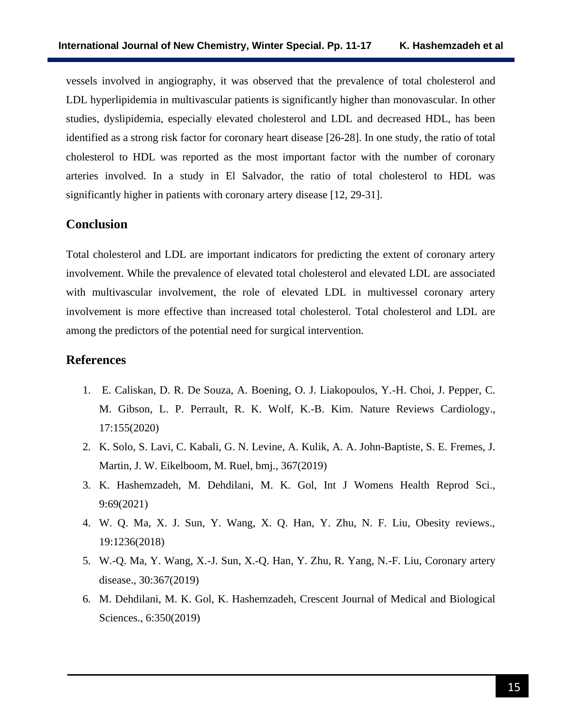vessels involved in angiography, it was observed that the prevalence of total cholesterol and LDL hyperlipidemia in multivascular patients is significantly higher than monovascular. In other studies, dyslipidemia, especially elevated cholesterol and LDL and decreased HDL, has been identified as a strong risk factor for coronary heart disease [26-28]. In one study, the ratio of total cholesterol to HDL was reported as the most important factor with the number of coronary arteries involved. In a study in El Salvador, the ratio of total cholesterol to HDL was significantly higher in patients with coronary artery disease [12, 29-31].

## Conclusion

Total cholesterol and LDL are important indicators for predicting the extent of coronary artery involvement. While the prevalence of elevated total cholesterol and elevated LDL are associated with multivascular involvement, the role of elevated LDL in multivessel coronary artery involvement is more effective than increased total cholesterol. Total cholesterol and LDL are among the predictors of the potential need for surgical intervention.

## References

1. E. Caliskan, D. R. De Souza, A. Boening, O. J. Liakopoulos, Y.-H. Choi, J. Pepper, C. M. Gibson, L. P. Perrault, R. K. Wolf, K.-B. Kim. Nature Reviews Cardiology., 17:155(2020)
2. K. Solo, S. Lavi, C. Kabali, G. N. Levine, A. Kulik, A. A. John-Baptiste, S. E. Fremes, J. Martin, J. W. Eikelboom, M. Ruel, bmj., 367(2019)
3. K. Hashemzadeh, M. Dehdilani, M. K. Gol, Int J Womens Health Reprod Sci., 9:69(2021)
4. W. Q. Ma, X. J. Sun, Y. Wang, X. Q. Han, Y. Zhu, N. F. Liu, Obesity reviews., 19:1236(2018)
5. W.-Q. Ma, Y. Wang, X.-J. Sun, X.-Q. Han, Y. Zhu, R. Yang, N.-F. Liu, Coronary artery disease., 30:367(2019)
6. M. Dehdilani, M. K. Gol, K. Hashemzadeh, Crescent Journal of Medical and Biological Sciences., 6:350(2019)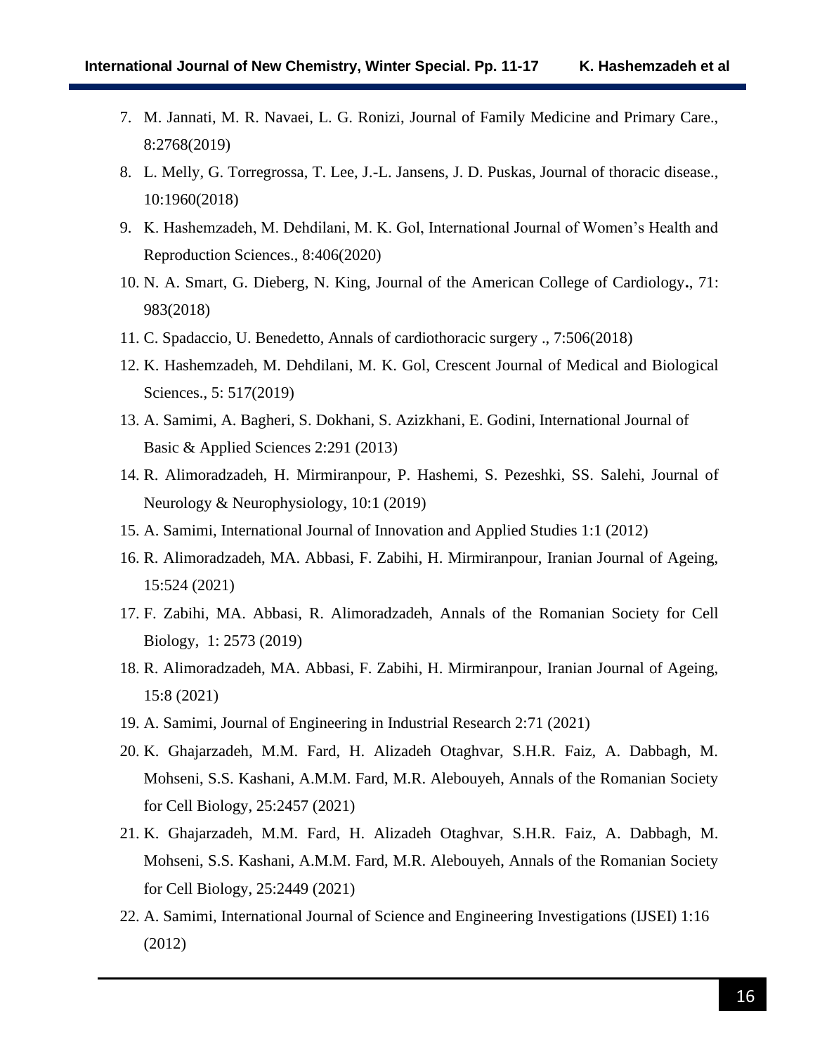7. M. Jannati, M. R. Navaei, L. G. Ronizi, Journal of Family Medicine and Primary Care., 8:2768(2019)
8. L. Melly, G. Torregrossa, T. Lee, J.-L. Jansens, J. D. Puskas, Journal of thoracic disease., 10:1960(2018)
9. K. Hashemzadeh, M. Dehdilani, M. K. Gol, International Journal of Women's Health and Reproduction Sciences., 8:406(2020)
10. N. A. Smart, G. Dieberg, N. King, Journal of the American College of Cardiology**.**, 71: 983(2018)
11. C. Spadaccio, U. Benedetto, Annals of cardiothoracic surgery ., 7:506(2018)
12. K. Hashemzadeh, M. Dehdilani, M. K. Gol, Crescent Journal of Medical and Biological Sciences., 5: 517(2019)
13. A. Samimi, A. Bagheri, S. Dokhani, S. Azizkhani, E. Godini, International Journal of Basic & Applied Sciences 2:291 (2013)
14. R. Alimoradzadeh, H. Mirmiranpour, P. Hashemi, S. Pezeshki, SS. Salehi, Journal of Neurology & Neurophysiology, 10:1 (2019)
15. A. Samimi, International Journal of Innovation and Applied Studies 1:1 (2012)
16. R. Alimoradzadeh, MA. Abbasi, F. Zabihi, H. Mirmiranpour, Iranian Journal of Ageing, 15:524 (2021)
17. F. Zabihi, MA. Abbasi, R. Alimoradzadeh, Annals of the Romanian Society for Cell Biology, 1: 2573 (2019)
18. R. Alimoradzadeh, MA. Abbasi, F. Zabihi, H. Mirmiranpour, Iranian Journal of Ageing, 15:8 (2021)
19. A. Samimi, Journal of Engineering in Industrial Research 2:71 (2021)
20. K. Ghajarzadeh, M.M. Fard, H. Alizadeh Otaghvar, S.H.R. Faiz, A. Dabbagh, M. Mohseni, S.S. Kashani, A.M.M. Fard, M.R. Alebouyeh, Annals of the Romanian Society for Cell Biology, 25:2457 (2021)
21. K. Ghajarzadeh, M.M. Fard, H. Alizadeh Otaghvar, S.H.R. Faiz, A. Dabbagh, M. Mohseni, S.S. Kashani, A.M.M. Fard, M.R. Alebouyeh, Annals of the Romanian Society for Cell Biology, 25:2449 (2021)
22. A. Samimi, International Journal of Science and Engineering Investigations (IJSEI) 1:16 (2012)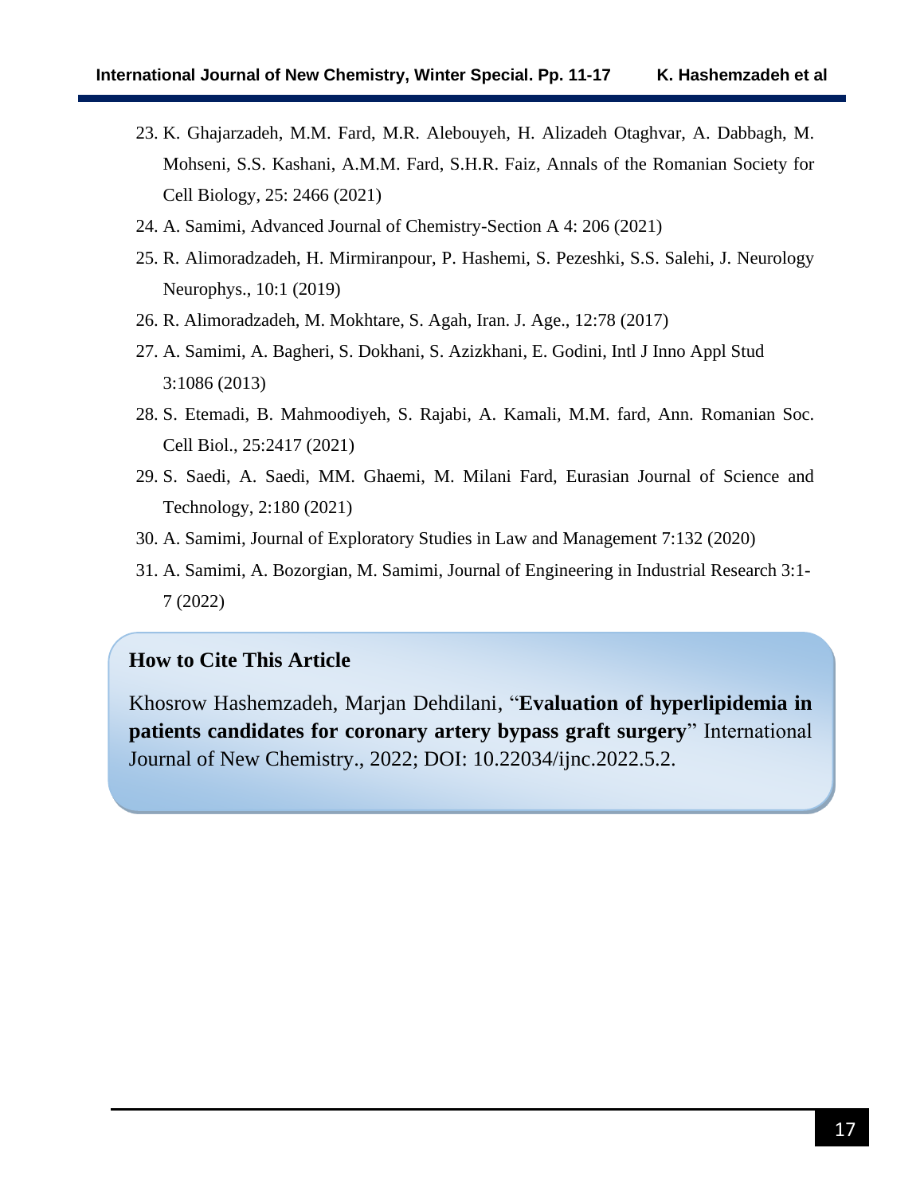23. K. Ghajarzadeh, M.M. Fard, M.R. Alebouyeh, H. Alizadeh Otaghvar, A. Dabbagh, M. Mohseni, S.S. Kashani, A.M.M. Fard, S.H.R. Faiz, Annals of the Romanian Society for Cell Biology, 25: 2466 (2021)
24. A. Samimi, Advanced Journal of Chemistry-Section A 4: 206 (2021)
25. R. Alimoradzadeh, H. Mirmiranpour, P. Hashemi, S. Pezeshki, S.S. Salehi, J. Neurology Neurophys., 10:1 (2019)
26. R. Alimoradzadeh, M. Mokhtare, S. Agah, Iran. J. Age., 12:78 (2017)
27. A. Samimi, A. Bagheri, S. Dokhani, S. Azizkhani, E. Godini, Intl J Inno Appl Stud 3:1086 (2013)
28. S. Etemadi, B. Mahmoodiyeh, S. Rajabi, A. Kamali, M.M. fard, Ann. Romanian Soc. Cell Biol., 25:2417 (2021)
29. S. Saedi, A. Saedi, MM. Ghaemi, M. Milani Fard, Eurasian Journal of Science and Technology, 2:180 (2021)
30. A. Samimi, Journal of Exploratory Studies in Law and Management 7:132 (2020)
31. A. Samimi, A. Bozorgian, M. Samimi, Journal of Engineering in Industrial Research 3:1-7 (2022)

**How to Cite This Article**

Khosrow Hashemzadeh, Marjan Dehdilani, "**Evaluation of hyperlipidemia in patients candidates for coronary artery bypass graft surgery**" International Journal of New Chemistry., 2022; DOI: 10.22034/ijnc.2022.5.2.